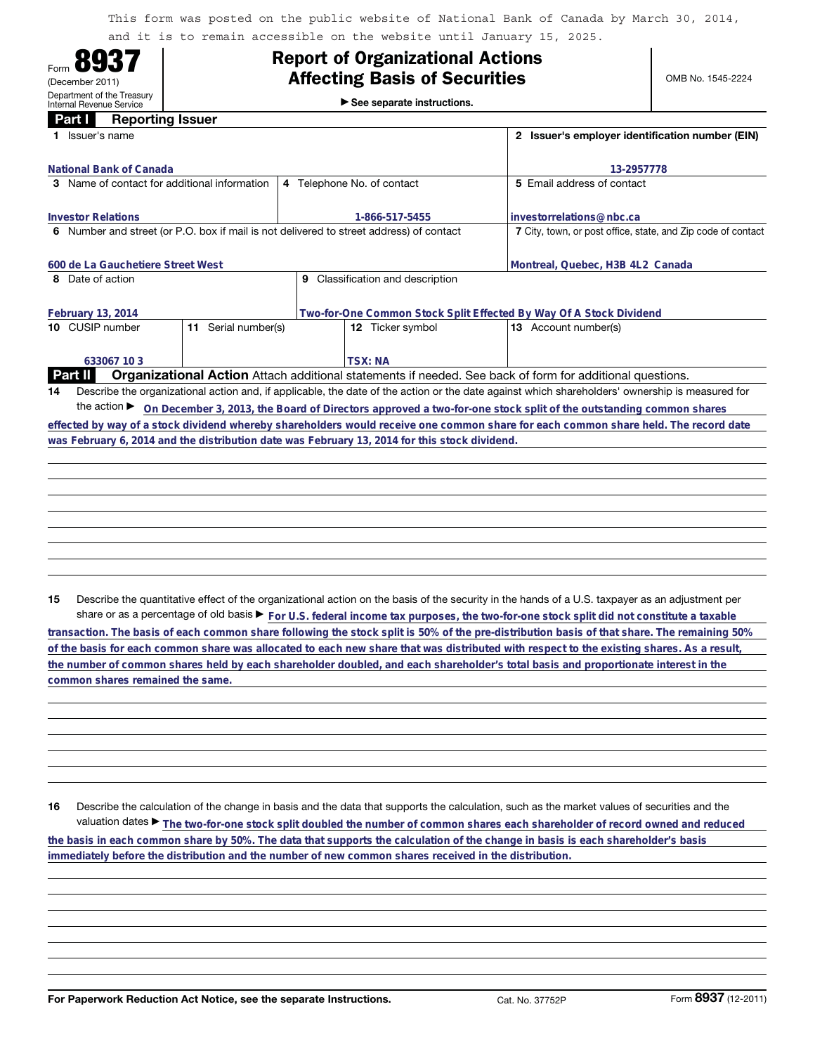This form was posted on the public website of National Bank of Canada by March 30, 2014, and it is to remain accessible on the website until January 15, 2025.

Form **8937** (December 2011) Department of the Treasury Internal Revenue Service

# Report of Organizational Actions Affecting Basis of Securities

▶ See separate instructions.

OMB No. 1545-2224

## Part I Reporting Issuer

| 1 Issuer's name | | | 2 Issuer's employer identification number (EIN) |
|---|---|---|---|
| National Bank of Canada | | | 13-2957778 |
| 3 Name of contact for additional information | 4 Telephone No. of contact | | 5 Email address of contact |
| Investor Relations | 1-866-517-5455 | | investorrelations@nbc.ca |
| 6 Number and street (or P.O. box if mail is not delivered to street address) of contact | | | 7 City, town, or post office, state, and Zip code of contact |
| 600 de La Gauchetiere Street West | | | Montreal, Quebec, H3B 4L2 Canada |
| 8 Date of action | 9 Classification and description | | |
| February 13, 2014 | Two-for-One Common Stock Split Effected By Way Of A Stock Dividend | | |
| 10 CUSIP number | 11 Serial number(s) | 12 Ticker symbol | 13 Account number(s) |
| 633067 10 3 | | TSX: NA | |

## Part II Organizational Action

Attach additional statements if needed. See back of form for additional questions.

**14** Describe the organizational action and, if applicable, the date of the action or the date against which shareholders' ownership is measured for the action ▶ On December 3, 2013, the Board of Directors approved a two-for-one stock split of the outstanding common shares effected by way of a stock dividend whereby shareholders would receive one common share for each common share held. The record date was February 6, 2014 and the distribution date was February 13, 2014 for this stock dividend.

**15** Describe the quantitative effect of the organizational action on the basis of the security in the hands of a U.S. taxpayer as an adjustment per share or as a percentage of old basis ▶ For U.S. federal income tax purposes, the two-for-one stock split did not constitute a taxable transaction. The basis of each common share following the stock split is 50% of the pre-distribution basis of that share. The remaining 50% of the basis for each common share was allocated to each new share that was distributed with respect to the existing shares. As a result, the number of common shares held by each shareholder doubled, and each shareholder's total basis and proportionate interest in the common shares remained the same.

**16** Describe the calculation of the change in basis and the data that supports the calculation, such as the market values of securities and the valuation dates ▶ The two-for-one stock split doubled the number of common shares each shareholder of record owned and reduced the basis in each common share by 50%. The data that supports the calculation of the change in basis is each shareholder's basis immediately before the distribution and the number of new common shares received in the distribution.

For Paperwork Reduction Act Notice, see the separate Instructions. Cat. No. 37752P Form **8937** (12-2011)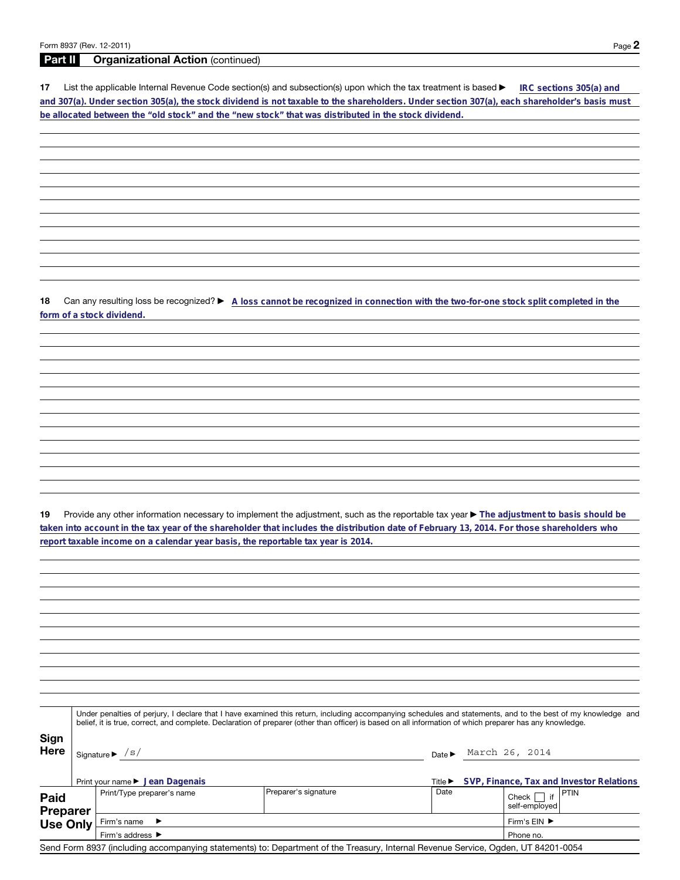## Part II Organizational Action (continued)

**17** List the applicable Internal Revenue Code section(s) and subsection(s) upon which the tax treatment is based ► **IRC sections 305(a) and and 307(a). Under section 305(a), the stock dividend is not taxable to the shareholders. Under section 307(a), each shareholder's basis must be allocated between the "old stock" and the "new stock" that was distributed in the stock dividend.**

**18** Can any resulting loss be recognized? ► **A loss cannot be recognized in connection with the two-for-one stock split completed in the form of a stock dividend.**

**19** Provide any other information necessary to implement the adjustment, such as the reportable tax year ► **The adjustment to basis should be taken into account in the tax year of the shareholder that includes the distribution date of February 13, 2014. For those shareholders who report taxable income on a calendar year basis, the reportable tax year is 2014.**

**Sign Here**

Under penalties of perjury, I declare that I have examined this return, including accompanying schedules and statements, and to the best of my knowledge and belief, it is true, correct, and complete. Declaration of preparer (other than officer) is based on all information of which preparer has any knowledge.

Signature ► /s/ Date ► March 26, 2014

Print your name ► **Jean Dagenais** Title ► **SVP, Finance, Tax and Investor Relations**

**Paid Preparer Use Only**

| Print/Type preparer's name | Preparer's signature | Date | Check ☐ if self-employed | PTIN |
|---|---|---|---|---|
| Firm's name ► | | | Firm's EIN ► | |
| Firm's address ► | | | Phone no. | |

Send Form 8937 (including accompanying statements) to: Department of the Treasury, Internal Revenue Service, Ogden, UT 84201-0054